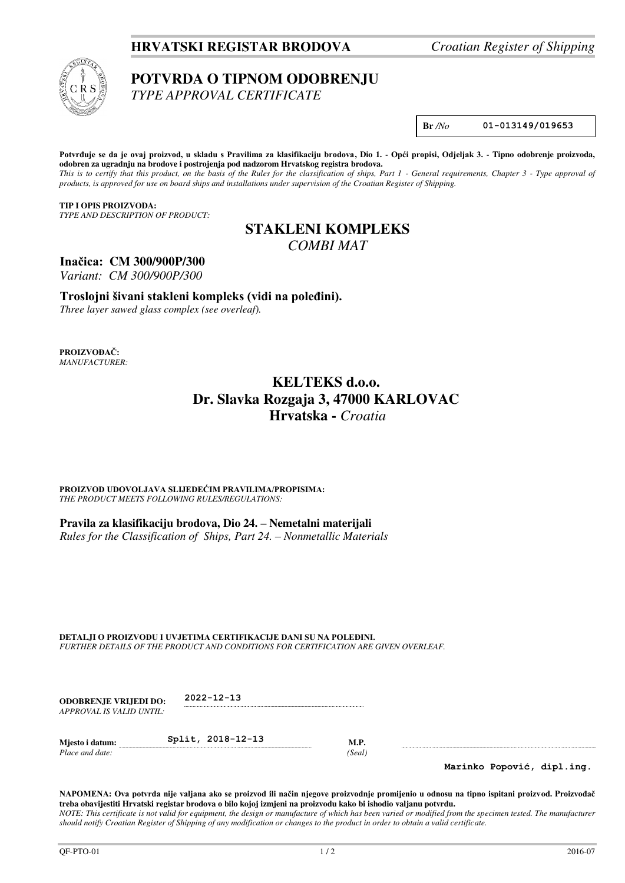**HRVATSKI REGISTAR BRODOVA** *Croatian Register of Shipping*

# POTVRDA O TIPNOM ODOBRENJU
*TYPE APPROVAL CERTIFICATE*

**Br** */No* 01-013149/019653

**Potvrđuje se da je ovaj proizvod, u skladu s Pravilima za klasifikaciju brodova, Dio 1. - Opći propisi, Odjeljak 3. - Tipno odobrenje proizvoda, odobren za ugradnju na brodove i postrojenja pod nadzorom Hrvatskog registra brodova.**
*This is to certify that this product, on the basis of the Rules for the classification of ships, Part 1 - General requirements, Chapter 3 - Type approval of products, is approved for use on board ships and installations under supervision of the Croatian Register of Shipping.*

**TIP I OPIS PROIZVODA:**
*TYPE AND DESCRIPTION OF PRODUCT:*

## STAKLENI KOMPLEKS
*COMBI MAT*

**Inačica: CM 300/900P/300**
*Variant: CM 300/900P/300*

**Troslojni šivani stakleni kompleks (vidi na poleđini).**
*Three layer sawed glass complex (see overleaf).*

**PROIZVOĐAČ:**
*MANUFACTURER:*

**KELTEKS d.o.o.**
**Dr. Slavka Rozgaja 3, 47000 KARLOVAC**
**Hrvatska -** *Croatia*

**PROIZVOD UDOVOLJAVA SLIJEDEĆIM PRAVILIMA/PROPISIMA:**
*THE PRODUCT MEETS FOLLOWING RULES/REGULATIONS:*

**Pravila za klasifikaciju brodova, Dio 24. – Nemetalni materijali**
*Rules for the Classification of Ships, Part 24. – Nonmetallic Materials*

**DETALJI O PROIZVODU I UVJETIMA CERTIFIKACIJE DANI SU NA POLEĐINI.**
*FURTHER DETAILS OF THE PRODUCT AND CONDITIONS FOR CERTIFICATION ARE GIVEN OVERLEAF.*

**ODOBRENJE VRIJEDI DO:** 2022-12-13
*APPROVAL IS VALID UNTIL:*

**Mjesto i datum:** Split, 2018-12-13 **M.P.**
*Place and date:* *(Seal)*

Marinko Popović, dipl.ing.

**NAPOMENA: Ova potvrda nije valjana ako se proizvod ili način njegove proizvodnje promijenio u odnosu na tipno ispitani proizvod. Proizvođač treba obavijestiti Hrvatski registar brodova o bilo kojoj izmjeni na proizvodu kako bi ishodio valjanu potvrdu.**
*NOTE: This certificate is not valid for equipment, the design or manufacture of which has been varied or modified from the specimen tested. The manufacturer should notify Croatian Register of Shipping of any modification or changes to the product in order to obtain a valid certificate.*

QF-PTO-01 2016-07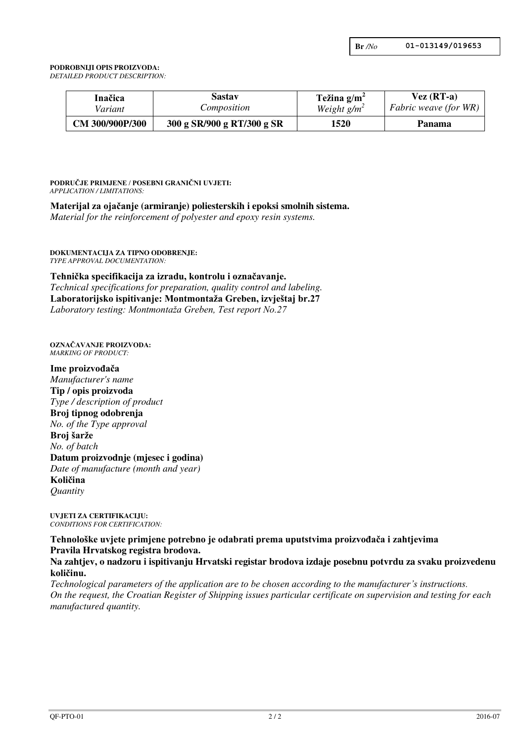**Br** */No* **01-013149/019653**

**PODROBNIJI OPIS PROIZVODA:**
*DETAILED PRODUCT DESCRIPTION:*

| **Inačica** *Variant* | **Sastav** *Composition* | **Težina g/m²** *Weight g/m²* | **Vez (RT-a)** *Fabric weave (for WR)* |
|---|---|---|---|
| **CM 300/900P/300** | **300 g SR/900 g RT/300 g SR** | **1520** | **Panama** |

**PODRUČJE PRIMJENE / POSEBNI GRANIČNI UVJETI:**
*APPLICATION / LIMITATIONS:*

**Materijal za ojačanje (armiranje) poliesterskih i epoksi smolnih sistema.**
*Material for the reinforcement of polyester and epoxy resin systems.*

**DOKUMENTACIJA ZA TIPNO ODOBRENJE:**
*TYPE APPROVAL DOCUMENTATION:*

**Tehnička specifikacija za izradu, kontrolu i označavanje.**
*Technical specifications for preparation, quality control and labeling.*
**Laboratorijsko ispitivanje: Montmontaža Greben, izvještaj br.27**
*Laboratory testing: Montmontaža Greben, Test report No.27*

**OZNAČAVANJE PROIZVODA:**
*MARKING OF PRODUCT:*

**Ime proizvođača**
*Manufacturer's name*
**Tip / opis proizvoda**
*Type / description of product*
**Broj tipnog odobrenja**
*No. of the Type approval*
**Broj šarže**
*No. of batch*
**Datum proizvodnje (mjesec i godina)**
*Date of manufacture (month and year)*
**Količina**
*Quantity*

**UVJETI ZA CERTIFIKACIJU:**
*CONDITIONS FOR CERTIFICATION:*

**Tehnološke uvjete primjene potrebno je odabrati prema uputstvima proizvođača i zahtjevima Pravila Hrvatskog registra brodova.**
**Na zahtjev, o nadzoru i ispitivanju Hrvatski registar brodova izdaje posebnu potvrdu za svaku proizvedenu količinu.**
*Technological parameters of the application are to be chosen according to the manufacturer's instructions.*
*On the request, the Croatian Register of Shipping issues particular certificate on supervision and testing for each manufactured quantity.*